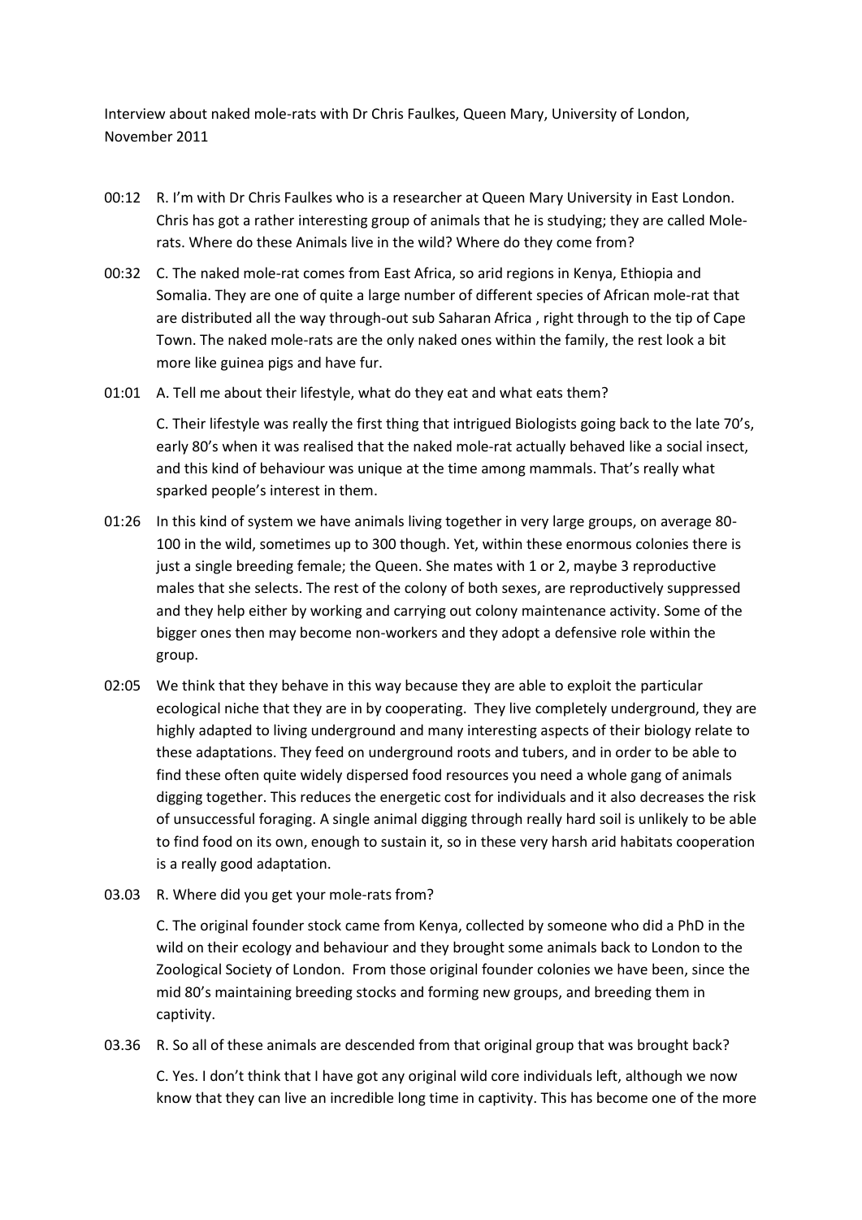Interview about naked mole-rats with Dr Chris Faulkes, Queen Mary, University of London, November 2011

00:12 R. I'm with Dr Chris Faulkes who is a researcher at Queen Mary University in East London. Chris has got a rather interesting group of animals that he is studying; they are called Mole-rats. Where do these Animals live in the wild? Where do they come from?

00:32 C. The naked mole-rat comes from East Africa, so arid regions in Kenya, Ethiopia and Somalia. They are one of quite a large number of different species of African mole-rat that are distributed all the way through-out sub Saharan Africa , right through to the tip of Cape Town. The naked mole-rats are the only naked ones within the family, the rest look a bit more like guinea pigs and have fur.

01:01 A. Tell me about their lifestyle, what do they eat and what eats them?

C. Their lifestyle was really the first thing that intrigued Biologists going back to the late 70's, early 80's when it was realised that the naked mole-rat actually behaved like a social insect, and this kind of behaviour was unique at the time among mammals. That's really what sparked people's interest in them.

01:26 In this kind of system we have animals living together in very large groups, on average 80-100 in the wild, sometimes up to 300 though. Yet, within these enormous colonies there is just a single breeding female; the Queen. She mates with 1 or 2, maybe 3 reproductive males that she selects. The rest of the colony of both sexes, are reproductively suppressed and they help either by working and carrying out colony maintenance activity. Some of the bigger ones then may become non-workers and they adopt a defensive role within the group.

02:05 We think that they behave in this way because they are able to exploit the particular ecological niche that they are in by cooperating. They live completely underground, they are highly adapted to living underground and many interesting aspects of their biology relate to these adaptations. They feed on underground roots and tubers, and in order to be able to find these often quite widely dispersed food resources you need a whole gang of animals digging together. This reduces the energetic cost for individuals and it also decreases the risk of unsuccessful foraging. A single animal digging through really hard soil is unlikely to be able to find food on its own, enough to sustain it, so in these very harsh arid habitats cooperation is a really good adaptation.

03.03 R. Where did you get your mole-rats from?

C. The original founder stock came from Kenya, collected by someone who did a PhD in the wild on their ecology and behaviour and they brought some animals back to London to the Zoological Society of London. From those original founder colonies we have been, since the mid 80's maintaining breeding stocks and forming new groups, and breeding them in captivity.

03.36 R. So all of these animals are descended from that original group that was brought back?

C. Yes. I don't think that I have got any original wild core individuals left, although we now know that they can live an incredible long time in captivity. This has become one of the more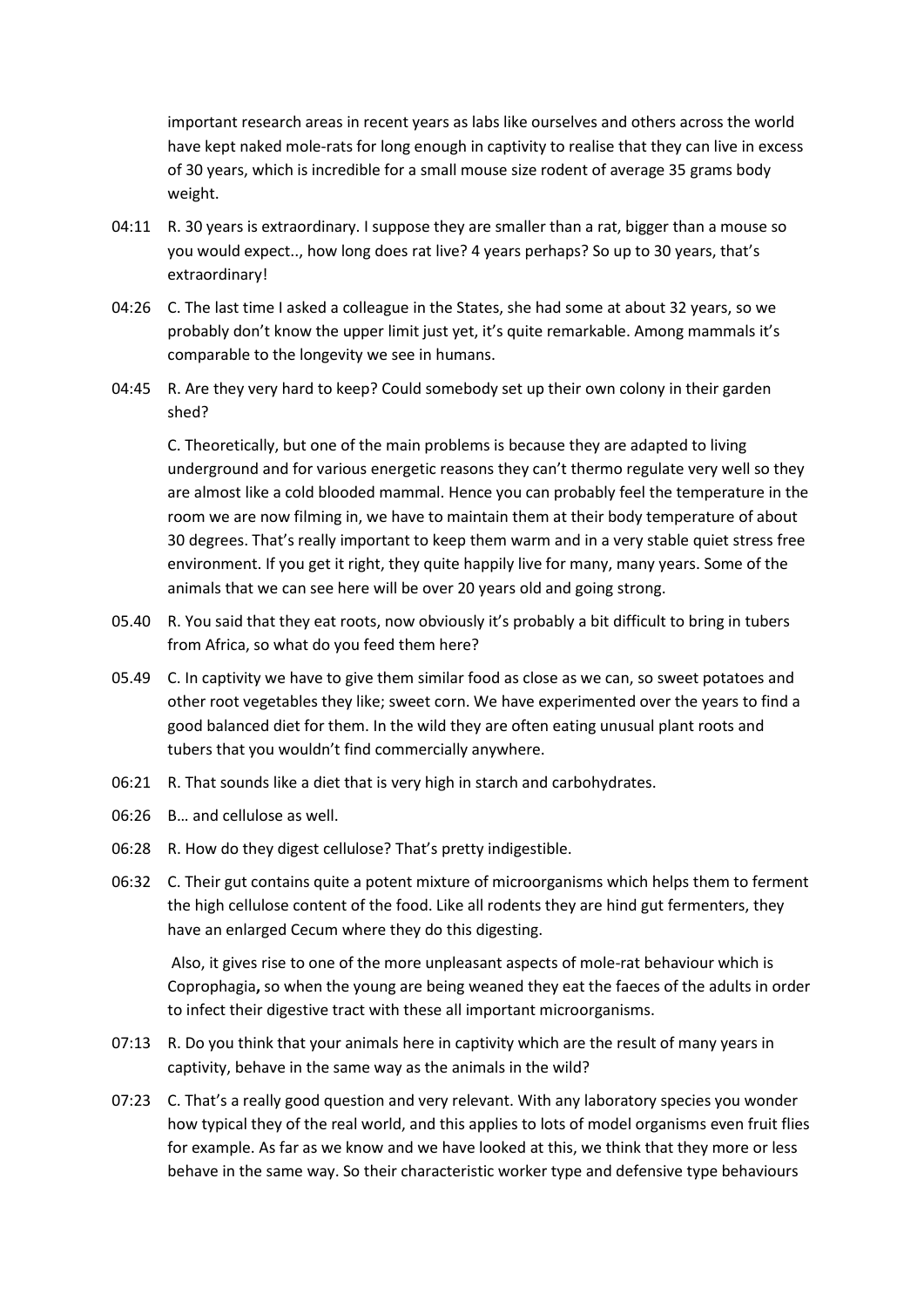important research areas in recent years as labs like ourselves and others across the world have kept naked mole-rats for long enough in captivity to realise that they can live in excess of 30 years, which is incredible for a small mouse size rodent of average 35 grams body weight.

04:11 R. 30 years is extraordinary. I suppose they are smaller than a rat, bigger than a mouse so you would expect.., how long does rat live? 4 years perhaps? So up to 30 years, that's extraordinary!

04:26 C. The last time I asked a colleague in the States, she had some at about 32 years, so we probably don't know the upper limit just yet, it's quite remarkable. Among mammals it's comparable to the longevity we see in humans.

04:45 R. Are they very hard to keep? Could somebody set up their own colony in their garden shed?

C. Theoretically, but one of the main problems is because they are adapted to living underground and for various energetic reasons they can't thermo regulate very well so they are almost like a cold blooded mammal. Hence you can probably feel the temperature in the room we are now filming in, we have to maintain them at their body temperature of about 30 degrees. That's really important to keep them warm and in a very stable quiet stress free environment. If you get it right, they quite happily live for many, many years. Some of the animals that we can see here will be over 20 years old and going strong.

05.40 R. You said that they eat roots, now obviously it's probably a bit difficult to bring in tubers from Africa, so what do you feed them here?

05.49 C. In captivity we have to give them similar food as close as we can, so sweet potatoes and other root vegetables they like; sweet corn. We have experimented over the years to find a good balanced diet for them. In the wild they are often eating unusual plant roots and tubers that you wouldn't find commercially anywhere.

06:21 R. That sounds like a diet that is very high in starch and carbohydrates.

06:26 B… and cellulose as well.

06:28 R. How do they digest cellulose? That's pretty indigestible.

06:32 C. Their gut contains quite a potent mixture of microorganisms which helps them to ferment the high cellulose content of the food. Like all rodents they are hind gut fermenters, they have an enlarged Cecum where they do this digesting.

Also, it gives rise to one of the more unpleasant aspects of mole-rat behaviour which is Coprophagia**,** so when the young are being weaned they eat the faeces of the adults in order to infect their digestive tract with these all important microorganisms.

07:13 R. Do you think that your animals here in captivity which are the result of many years in captivity, behave in the same way as the animals in the wild?

07:23 C. That's a really good question and very relevant. With any laboratory species you wonder how typical they of the real world, and this applies to lots of model organisms even fruit flies for example. As far as we know and we have looked at this, we think that they more or less behave in the same way. So their characteristic worker type and defensive type behaviours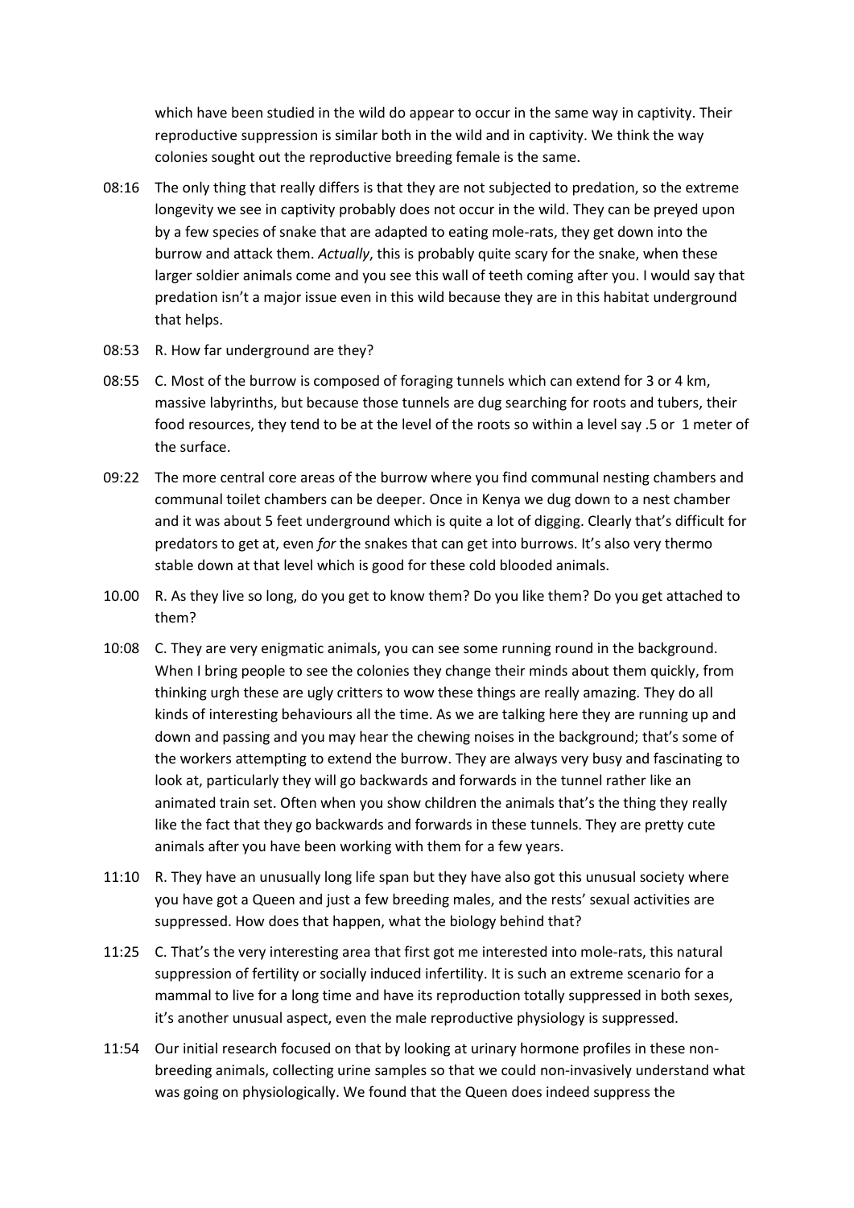which have been studied in the wild do appear to occur in the same way in captivity. Their reproductive suppression is similar both in the wild and in captivity. We think the way colonies sought out the reproductive breeding female is the same.

08:16 The only thing that really differs is that they are not subjected to predation, so the extreme longevity we see in captivity probably does not occur in the wild. They can be preyed upon by a few species of snake that are adapted to eating mole-rats, they get down into the burrow and attack them. *Actually*, this is probably quite scary for the snake, when these larger soldier animals come and you see this wall of teeth coming after you. I would say that predation isn't a major issue even in this wild because they are in this habitat underground that helps.

08:53 R. How far underground are they?

08:55 C. Most of the burrow is composed of foraging tunnels which can extend for 3 or 4 km, massive labyrinths, but because those tunnels are dug searching for roots and tubers, their food resources, they tend to be at the level of the roots so within a level say .5 or 1 meter of the surface.

09:22 The more central core areas of the burrow where you find communal nesting chambers and communal toilet chambers can be deeper. Once in Kenya we dug down to a nest chamber and it was about 5 feet underground which is quite a lot of digging. Clearly that's difficult for predators to get at, even *for* the snakes that can get into burrows. It's also very thermo stable down at that level which is good for these cold blooded animals.

10.00 R. As they live so long, do you get to know them? Do you like them? Do you get attached to them?

10:08 C. They are very enigmatic animals, you can see some running round in the background. When I bring people to see the colonies they change their minds about them quickly, from thinking urgh these are ugly critters to wow these things are really amazing. They do all kinds of interesting behaviours all the time. As we are talking here they are running up and down and passing and you may hear the chewing noises in the background; that's some of the workers attempting to extend the burrow. They are always very busy and fascinating to look at, particularly they will go backwards and forwards in the tunnel rather like an animated train set. Often when you show children the animals that's the thing they really like the fact that they go backwards and forwards in these tunnels. They are pretty cute animals after you have been working with them for a few years.

11:10 R. They have an unusually long life span but they have also got this unusual society where you have got a Queen and just a few breeding males, and the rests' sexual activities are suppressed. How does that happen, what the biology behind that?

11:25 C. That's the very interesting area that first got me interested into mole-rats, this natural suppression of fertility or socially induced infertility. It is such an extreme scenario for a mammal to live for a long time and have its reproduction totally suppressed in both sexes, it's another unusual aspect, even the male reproductive physiology is suppressed.

11:54 Our initial research focused on that by looking at urinary hormone profiles in these non-breeding animals, collecting urine samples so that we could non-invasively understand what was going on physiologically. We found that the Queen does indeed suppress the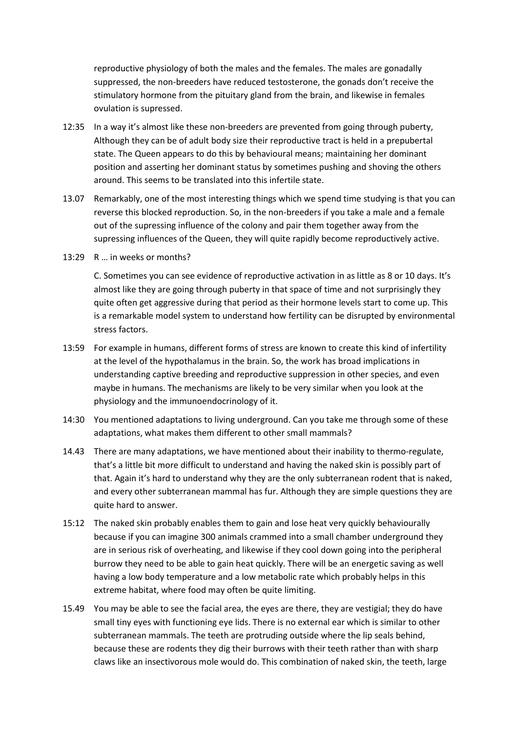reproductive physiology of both the males and the females. The males are gonadally suppressed, the non-breeders have reduced testosterone, the gonads don't receive the stimulatory hormone from the pituitary gland from the brain, and likewise in females ovulation is supressed.

12:35 In a way it's almost like these non-breeders are prevented from going through puberty, Although they can be of adult body size their reproductive tract is held in a prepubertal state. The Queen appears to do this by behavioural means; maintaining her dominant position and asserting her dominant status by sometimes pushing and shoving the others around. This seems to be translated into this infertile state.

13.07 Remarkably, one of the most interesting things which we spend time studying is that you can reverse this blocked reproduction. So, in the non-breeders if you take a male and a female out of the supressing influence of the colony and pair them together away from the supressing influences of the Queen, they will quite rapidly become reproductively active.

13:29 R … in weeks or months?

C. Sometimes you can see evidence of reproductive activation in as little as 8 or 10 days. It's almost like they are going through puberty in that space of time and not surprisingly they quite often get aggressive during that period as their hormone levels start to come up. This is a remarkable model system to understand how fertility can be disrupted by environmental stress factors.

13:59 For example in humans, different forms of stress are known to create this kind of infertility at the level of the hypothalamus in the brain. So, the work has broad implications in understanding captive breeding and reproductive suppression in other species, and even maybe in humans. The mechanisms are likely to be very similar when you look at the physiology and the immunoendocrinology of it.

14:30 You mentioned adaptations to living underground. Can you take me through some of these adaptations, what makes them different to other small mammals?

14.43 There are many adaptations, we have mentioned about their inability to thermo-regulate, that's a little bit more difficult to understand and having the naked skin is possibly part of that. Again it's hard to understand why they are the only subterranean rodent that is naked, and every other subterranean mammal has fur. Although they are simple questions they are quite hard to answer.

15:12 The naked skin probably enables them to gain and lose heat very quickly behaviourally because if you can imagine 300 animals crammed into a small chamber underground they are in serious risk of overheating, and likewise if they cool down going into the peripheral burrow they need to be able to gain heat quickly. There will be an energetic saving as well having a low body temperature and a low metabolic rate which probably helps in this extreme habitat, where food may often be quite limiting.

15.49 You may be able to see the facial area, the eyes are there, they are vestigial; they do have small tiny eyes with functioning eye lids. There is no external ear which is similar to other subterranean mammals. The teeth are protruding outside where the lip seals behind, because these are rodents they dig their burrows with their teeth rather than with sharp claws like an insectivorous mole would do. This combination of naked skin, the teeth, large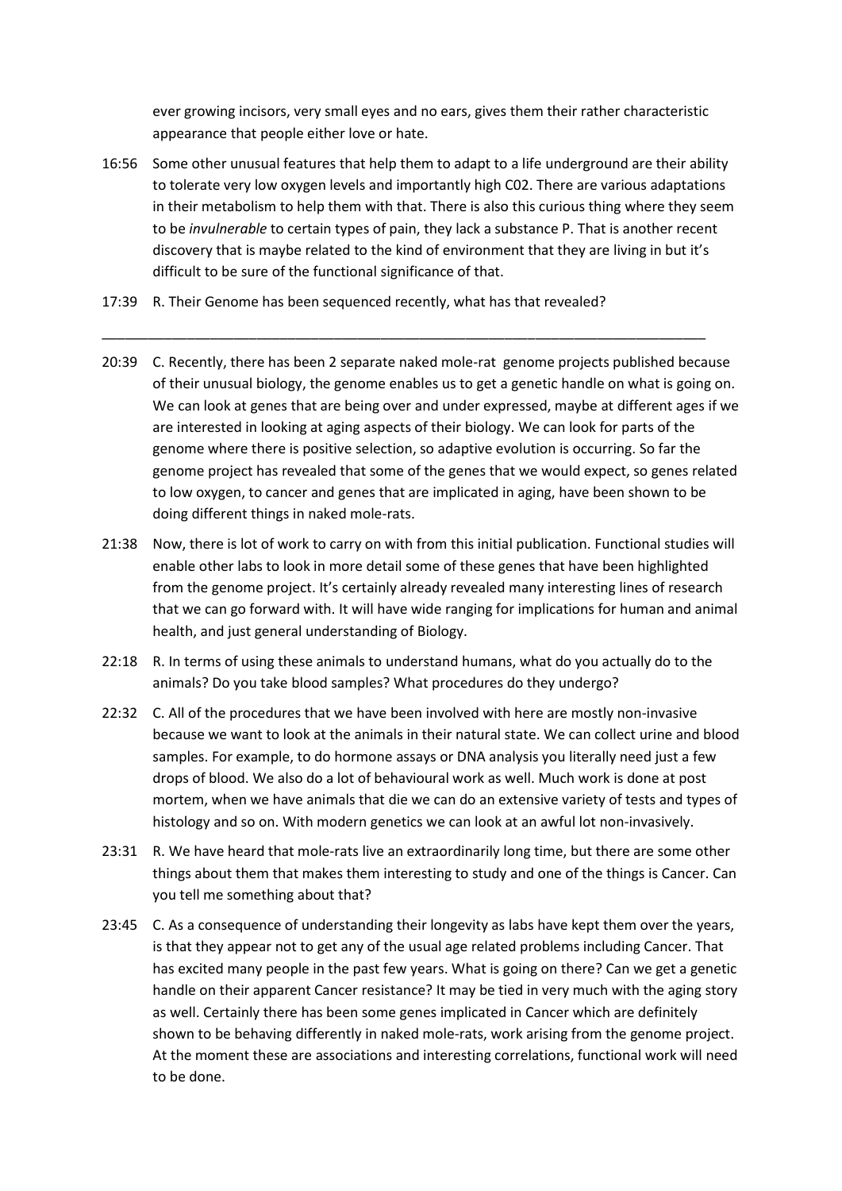ever growing incisors, very small eyes and no ears, gives them their rather characteristic appearance that people either love or hate.

16:56 Some other unusual features that help them to adapt to a life underground are their ability to tolerate very low oxygen levels and importantly high C02. There are various adaptations in their metabolism to help them with that. There is also this curious thing where they seem to be *invulnerable* to certain types of pain, they lack a substance P. That is another recent discovery that is maybe related to the kind of environment that they are living in but it's difficult to be sure of the functional significance of that.

17:39 R. Their Genome has been sequenced recently, what has that revealed?

---

20:39 C. Recently, there has been 2 separate naked mole-rat genome projects published because of their unusual biology, the genome enables us to get a genetic handle on what is going on. We can look at genes that are being over and under expressed, maybe at different ages if we are interested in looking at aging aspects of their biology. We can look for parts of the genome where there is positive selection, so adaptive evolution is occurring. So far the genome project has revealed that some of the genes that we would expect, so genes related to low oxygen, to cancer and genes that are implicated in aging, have been shown to be doing different things in naked mole-rats.

21:38 Now, there is lot of work to carry on with from this initial publication. Functional studies will enable other labs to look in more detail some of these genes that have been highlighted from the genome project. It's certainly already revealed many interesting lines of research that we can go forward with. It will have wide ranging for implications for human and animal health, and just general understanding of Biology.

22:18 R. In terms of using these animals to understand humans, what do you actually do to the animals? Do you take blood samples? What procedures do they undergo?

22:32 C. All of the procedures that we have been involved with here are mostly non-invasive because we want to look at the animals in their natural state. We can collect urine and blood samples. For example, to do hormone assays or DNA analysis you literally need just a few drops of blood. We also do a lot of behavioural work as well. Much work is done at post mortem, when we have animals that die we can do an extensive variety of tests and types of histology and so on. With modern genetics we can look at an awful lot non-invasively.

23:31 R. We have heard that mole-rats live an extraordinarily long time, but there are some other things about them that makes them interesting to study and one of the things is Cancer. Can you tell me something about that?

23:45 C. As a consequence of understanding their longevity as labs have kept them over the years, is that they appear not to get any of the usual age related problems including Cancer. That has excited many people in the past few years. What is going on there? Can we get a genetic handle on their apparent Cancer resistance? It may be tied in very much with the aging story as well. Certainly there has been some genes implicated in Cancer which are definitely shown to be behaving differently in naked mole-rats, work arising from the genome project. At the moment these are associations and interesting correlations, functional work will need to be done.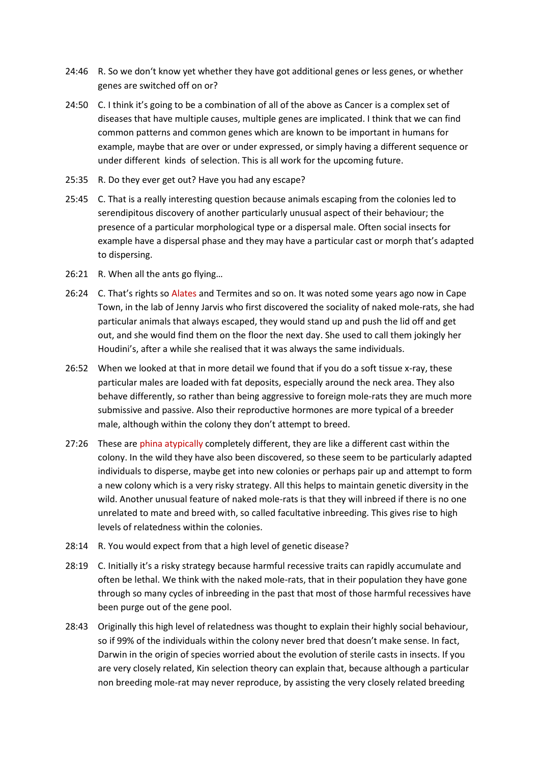24:46 R. So we don't know yet whether they have got additional genes or less genes, or whether genes are switched off on or?

24:50 C. I think it's going to be a combination of all of the above as Cancer is a complex set of diseases that have multiple causes, multiple genes are implicated. I think that we can find common patterns and common genes which are known to be important in humans for example, maybe that are over or under expressed, or simply having a different sequence or under different kinds of selection. This is all work for the upcoming future.

25:35 R. Do they ever get out? Have you had any escape?

25:45 C. That is a really interesting question because animals escaping from the colonies led to serendipitous discovery of another particularly unusual aspect of their behaviour; the presence of a particular morphological type or a dispersal male. Often social insects for example have a dispersal phase and they may have a particular cast or morph that's adapted to dispersing.

26:21 R. When all the ants go flying…

26:24 C. That's rights so Alates and Termites and so on. It was noted some years ago now in Cape Town, in the lab of Jenny Jarvis who first discovered the sociality of naked mole-rats, she had particular animals that always escaped, they would stand up and push the lid off and get out, and she would find them on the floor the next day. She used to call them jokingly her Houdini's, after a while she realised that it was always the same individuals.

26:52 When we looked at that in more detail we found that if you do a soft tissue x-ray, these particular males are loaded with fat deposits, especially around the neck area. They also behave differently, so rather than being aggressive to foreign mole-rats they are much more submissive and passive. Also their reproductive hormones are more typical of a breeder male, although within the colony they don't attempt to breed.

27:26 These are phina atypically completely different, they are like a different cast within the colony. In the wild they have also been discovered, so these seem to be particularly adapted individuals to disperse, maybe get into new colonies or perhaps pair up and attempt to form a new colony which is a very risky strategy. All this helps to maintain genetic diversity in the wild. Another unusual feature of naked mole-rats is that they will inbreed if there is no one unrelated to mate and breed with, so called facultative inbreeding. This gives rise to high levels of relatedness within the colonies.

28:14 R. You would expect from that a high level of genetic disease?

28:19 C. Initially it's a risky strategy because harmful recessive traits can rapidly accumulate and often be lethal. We think with the naked mole-rats, that in their population they have gone through so many cycles of inbreeding in the past that most of those harmful recessives have been purge out of the gene pool.

28:43 Originally this high level of relatedness was thought to explain their highly social behaviour, so if 99% of the individuals within the colony never bred that doesn't make sense. In fact, Darwin in the origin of species worried about the evolution of sterile casts in insects. If you are very closely related, Kin selection theory can explain that, because although a particular non breeding mole-rat may never reproduce, by assisting the very closely related breeding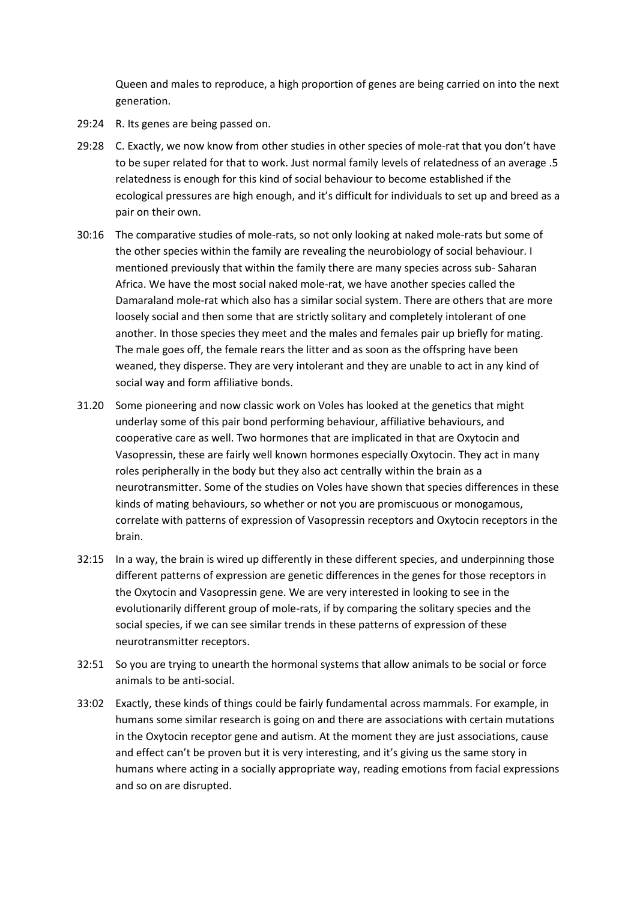Queen and males to reproduce, a high proportion of genes are being carried on into the next generation.

29:24 R. Its genes are being passed on.

29:28 C. Exactly, we now know from other studies in other species of mole-rat that you don't have to be super related for that to work. Just normal family levels of relatedness of an average .5 relatedness is enough for this kind of social behaviour to become established if the ecological pressures are high enough, and it's difficult for individuals to set up and breed as a pair on their own.

30:16 The comparative studies of mole-rats, so not only looking at naked mole-rats but some of the other species within the family are revealing the neurobiology of social behaviour. I mentioned previously that within the family there are many species across sub- Saharan Africa. We have the most social naked mole-rat, we have another species called the Damaraland mole-rat which also has a similar social system. There are others that are more loosely social and then some that are strictly solitary and completely intolerant of one another. In those species they meet and the males and females pair up briefly for mating. The male goes off, the female rears the litter and as soon as the offspring have been weaned, they disperse. They are very intolerant and they are unable to act in any kind of social way and form affiliative bonds.

31.20 Some pioneering and now classic work on Voles has looked at the genetics that might underlay some of this pair bond performing behaviour, affiliative behaviours, and cooperative care as well. Two hormones that are implicated in that are Oxytocin and Vasopressin, these are fairly well known hormones especially Oxytocin. They act in many roles peripherally in the body but they also act centrally within the brain as a neurotransmitter. Some of the studies on Voles have shown that species differences in these kinds of mating behaviours, so whether or not you are promiscuous or monogamous, correlate with patterns of expression of Vasopressin receptors and Oxytocin receptors in the brain.

32:15 In a way, the brain is wired up differently in these different species, and underpinning those different patterns of expression are genetic differences in the genes for those receptors in the Oxytocin and Vasopressin gene. We are very interested in looking to see in the evolutionarily different group of mole-rats, if by comparing the solitary species and the social species, if we can see similar trends in these patterns of expression of these neurotransmitter receptors.

32:51 So you are trying to unearth the hormonal systems that allow animals to be social or force animals to be anti-social.

33:02 Exactly, these kinds of things could be fairly fundamental across mammals. For example, in humans some similar research is going on and there are associations with certain mutations in the Oxytocin receptor gene and autism. At the moment they are just associations, cause and effect can't be proven but it is very interesting, and it's giving us the same story in humans where acting in a socially appropriate way, reading emotions from facial expressions and so on are disrupted.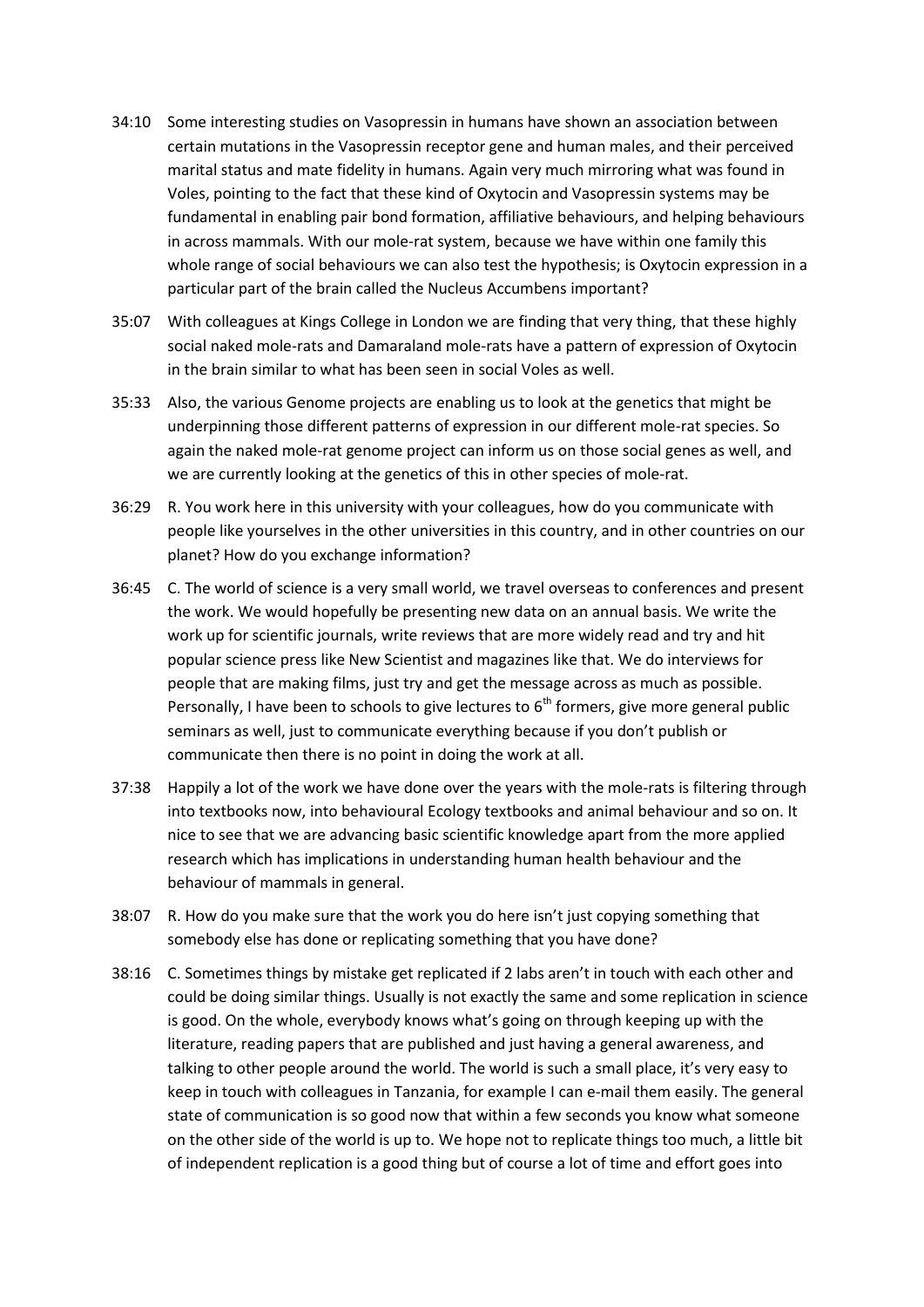34:10 Some interesting studies on Vasopressin in humans have shown an association between certain mutations in the Vasopressin receptor gene and human males, and their perceived marital status and mate fidelity in humans. Again very much mirroring what was found in Voles, pointing to the fact that these kind of Oxytocin and Vasopressin systems may be fundamental in enabling pair bond formation, affiliative behaviours, and helping behaviours in across mammals. With our mole-rat system, because we have within one family this whole range of social behaviours we can also test the hypothesis; is Oxytocin expression in a particular part of the brain called the Nucleus Accumbens important?

35:07 With colleagues at Kings College in London we are finding that very thing, that these highly social naked mole-rats and Damaraland mole-rats have a pattern of expression of Oxytocin in the brain similar to what has been seen in social Voles as well.

35:33 Also, the various Genome projects are enabling us to look at the genetics that might be underpinning those different patterns of expression in our different mole-rat species. So again the naked mole-rat genome project can inform us on those social genes as well, and we are currently looking at the genetics of this in other species of mole-rat.

36:29 R. You work here in this university with your colleagues, how do you communicate with people like yourselves in the other universities in this country, and in other countries on our planet? How do you exchange information?

36:45 C. The world of science is a very small world, we travel overseas to conferences and present the work. We would hopefully be presenting new data on an annual basis. We write the work up for scientific journals, write reviews that are more widely read and try and hit popular science press like New Scientist and magazines like that. We do interviews for people that are making films, just try and get the message across as much as possible. Personally, I have been to schools to give lectures to 6th formers, give more general public seminars as well, just to communicate everything because if you don't publish or communicate then there is no point in doing the work at all.

37:38 Happily a lot of the work we have done over the years with the mole-rats is filtering through into textbooks now, into behavioural Ecology textbooks and animal behaviour and so on. It nice to see that we are advancing basic scientific knowledge apart from the more applied research which has implications in understanding human health behaviour and the behaviour of mammals in general.

38:07 R. How do you make sure that the work you do here isn't just copying something that somebody else has done or replicating something that you have done?

38:16 C. Sometimes things by mistake get replicated if 2 labs aren't in touch with each other and could be doing similar things. Usually is not exactly the same and some replication in science is good. On the whole, everybody knows what's going on through keeping up with the literature, reading papers that are published and just having a general awareness, and talking to other people around the world. The world is such a small place, it's very easy to keep in touch with colleagues in Tanzania, for example I can e-mail them easily. The general state of communication is so good now that within a few seconds you know what someone on the other side of the world is up to. We hope not to replicate things too much, a little bit of independent replication is a good thing but of course a lot of time and effort goes into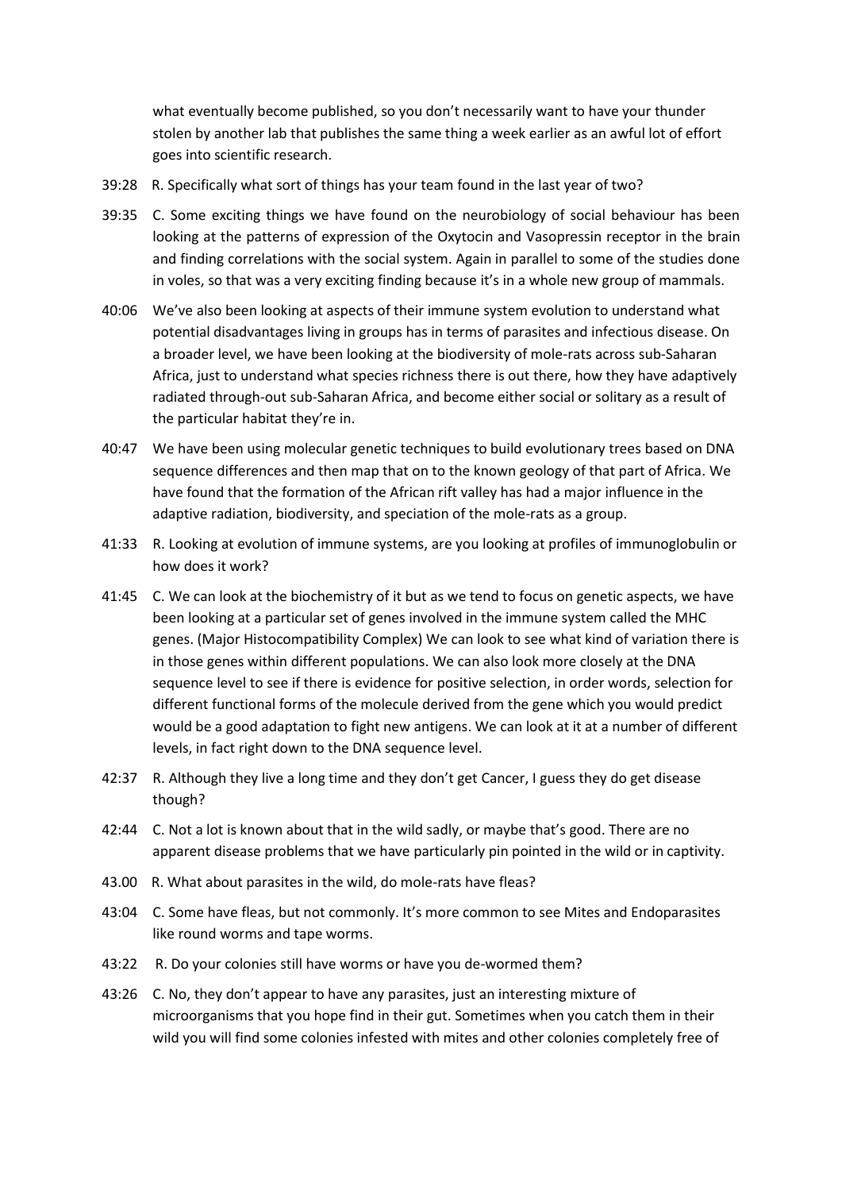what eventually become published, so you don't necessarily want to have your thunder stolen by another lab that publishes the same thing a week earlier as an awful lot of effort goes into scientific research.

39:28 R. Specifically what sort of things has your team found in the last year of two?

39:35 C. Some exciting things we have found on the neurobiology of social behaviour has been looking at the patterns of expression of the Oxytocin and Vasopressin receptor in the brain and finding correlations with the social system. Again in parallel to some of the studies done in voles, so that was a very exciting finding because it's in a whole new group of mammals.

40:06 We've also been looking at aspects of their immune system evolution to understand what potential disadvantages living in groups has in terms of parasites and infectious disease. On a broader level, we have been looking at the biodiversity of mole-rats across sub-Saharan Africa, just to understand what species richness there is out there, how they have adaptively radiated through-out sub-Saharan Africa, and become either social or solitary as a result of the particular habitat they're in.

40:47 We have been using molecular genetic techniques to build evolutionary trees based on DNA sequence differences and then map that on to the known geology of that part of Africa. We have found that the formation of the African rift valley has had a major influence in the adaptive radiation, biodiversity, and speciation of the mole-rats as a group.

41:33 R. Looking at evolution of immune systems, are you looking at profiles of immunoglobulin or how does it work?

41:45 C. We can look at the biochemistry of it but as we tend to focus on genetic aspects, we have been looking at a particular set of genes involved in the immune system called the MHC genes. (Major Histocompatibility Complex) We can look to see what kind of variation there is in those genes within different populations. We can also look more closely at the DNA sequence level to see if there is evidence for positive selection, in order words, selection for different functional forms of the molecule derived from the gene which you would predict would be a good adaptation to fight new antigens. We can look at it at a number of different levels, in fact right down to the DNA sequence level.

42:37 R. Although they live a long time and they don't get Cancer, I guess they do get disease though?

42:44 C. Not a lot is known about that in the wild sadly, or maybe that's good. There are no apparent disease problems that we have particularly pin pointed in the wild or in captivity.

43.00 R. What about parasites in the wild, do mole-rats have fleas?

43:04 C. Some have fleas, but not commonly. It's more common to see Mites and Endoparasites like round worms and tape worms.

43:22 R. Do your colonies still have worms or have you de-wormed them?

43:26 C. No, they don't appear to have any parasites, just an interesting mixture of microorganisms that you hope find in their gut. Sometimes when you catch them in their wild you will find some colonies infested with mites and other colonies completely free of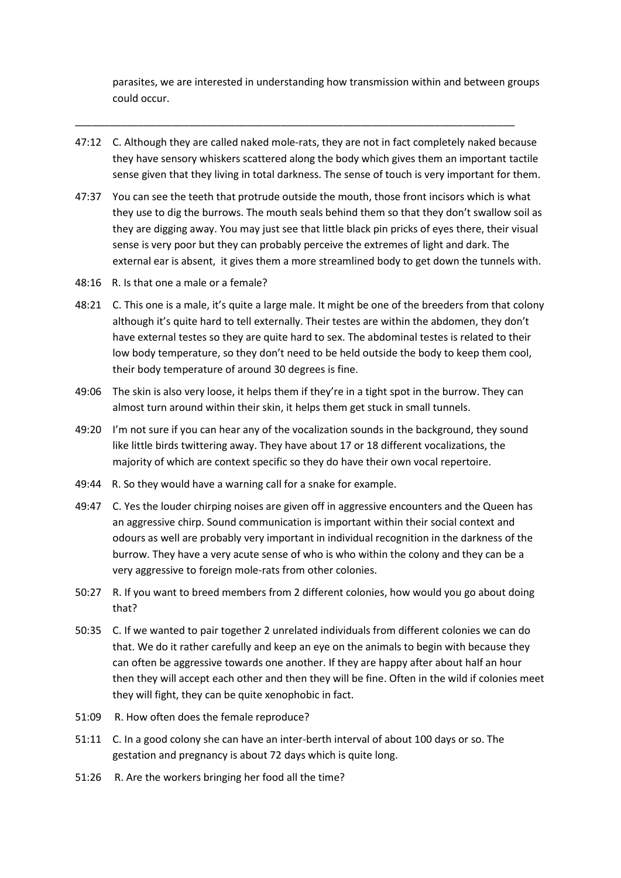parasites, we are interested in understanding how transmission within and between groups could occur.

---

47:12 C. Although they are called naked mole-rats, they are not in fact completely naked because they have sensory whiskers scattered along the body which gives them an important tactile sense given that they living in total darkness. The sense of touch is very important for them.

47:37 You can see the teeth that protrude outside the mouth, those front incisors which is what they use to dig the burrows. The mouth seals behind them so that they don't swallow soil as they are digging away. You may just see that little black pin pricks of eyes there, their visual sense is very poor but they can probably perceive the extremes of light and dark. The external ear is absent, it gives them a more streamlined body to get down the tunnels with.

48:16 R. Is that one a male or a female?

48:21 C. This one is a male, it's quite a large male. It might be one of the breeders from that colony although it's quite hard to tell externally. Their testes are within the abdomen, they don't have external testes so they are quite hard to sex. The abdominal testes is related to their low body temperature, so they don't need to be held outside the body to keep them cool, their body temperature of around 30 degrees is fine.

49:06 The skin is also very loose, it helps them if they're in a tight spot in the burrow. They can almost turn around within their skin, it helps them get stuck in small tunnels.

49:20 I'm not sure if you can hear any of the vocalization sounds in the background, they sound like little birds twittering away. They have about 17 or 18 different vocalizations, the majority of which are context specific so they do have their own vocal repertoire.

49:44 R. So they would have a warning call for a snake for example.

49:47 C. Yes the louder chirping noises are given off in aggressive encounters and the Queen has an aggressive chirp. Sound communication is important within their social context and odours as well are probably very important in individual recognition in the darkness of the burrow. They have a very acute sense of who is who within the colony and they can be a very aggressive to foreign mole-rats from other colonies.

50:27 R. If you want to breed members from 2 different colonies, how would you go about doing that?

50:35 C. If we wanted to pair together 2 unrelated individuals from different colonies we can do that. We do it rather carefully and keep an eye on the animals to begin with because they can often be aggressive towards one another. If they are happy after about half an hour then they will accept each other and then they will be fine. Often in the wild if colonies meet they will fight, they can be quite xenophobic in fact.

51:09 R. How often does the female reproduce?

51:11 C. In a good colony she can have an inter-berth interval of about 100 days or so. The gestation and pregnancy is about 72 days which is quite long.

51:26 R. Are the workers bringing her food all the time?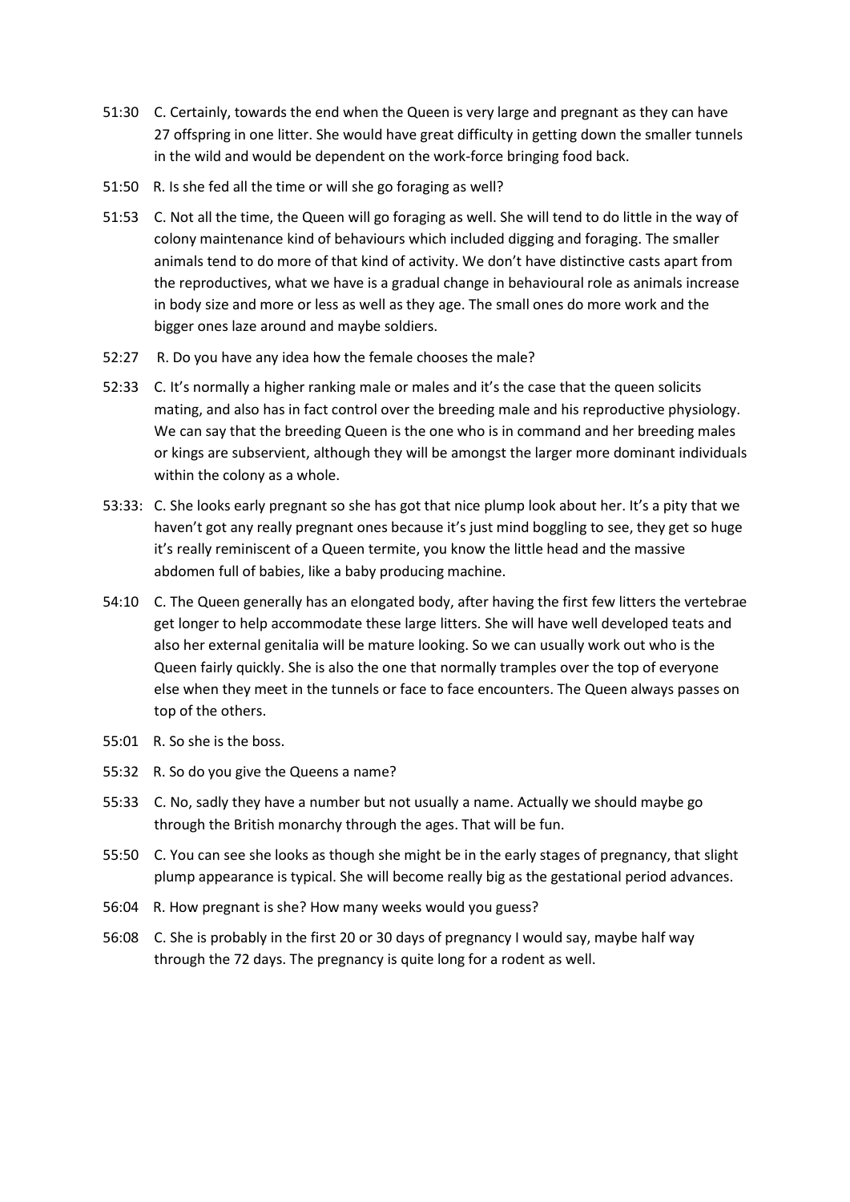51:30 C. Certainly, towards the end when the Queen is very large and pregnant as they can have 27 offspring in one litter. She would have great difficulty in getting down the smaller tunnels in the wild and would be dependent on the work-force bringing food back.

51:50 R. Is she fed all the time or will she go foraging as well?

51:53 C. Not all the time, the Queen will go foraging as well. She will tend to do little in the way of colony maintenance kind of behaviours which included digging and foraging. The smaller animals tend to do more of that kind of activity. We don't have distinctive casts apart from the reproductives, what we have is a gradual change in behavioural role as animals increase in body size and more or less as well as they age. The small ones do more work and the bigger ones laze around and maybe soldiers.

52:27 R. Do you have any idea how the female chooses the male?

52:33 C. It's normally a higher ranking male or males and it's the case that the queen solicits mating, and also has in fact control over the breeding male and his reproductive physiology. We can say that the breeding Queen is the one who is in command and her breeding males or kings are subservient, although they will be amongst the larger more dominant individuals within the colony as a whole.

53:33: C. She looks early pregnant so she has got that nice plump look about her. It's a pity that we haven't got any really pregnant ones because it's just mind boggling to see, they get so huge it's really reminiscent of a Queen termite, you know the little head and the massive abdomen full of babies, like a baby producing machine.

54:10 C. The Queen generally has an elongated body, after having the first few litters the vertebrae get longer to help accommodate these large litters. She will have well developed teats and also her external genitalia will be mature looking. So we can usually work out who is the Queen fairly quickly. She is also the one that normally tramples over the top of everyone else when they meet in the tunnels or face to face encounters. The Queen always passes on top of the others.

55:01 R. So she is the boss.

55:32 R. So do you give the Queens a name?

55:33 C. No, sadly they have a number but not usually a name. Actually we should maybe go through the British monarchy through the ages. That will be fun.

55:50 C. You can see she looks as though she might be in the early stages of pregnancy, that slight plump appearance is typical. She will become really big as the gestational period advances.

56:04 R. How pregnant is she? How many weeks would you guess?

56:08 C. She is probably in the first 20 or 30 days of pregnancy I would say, maybe half way through the 72 days. The pregnancy is quite long for a rodent as well.